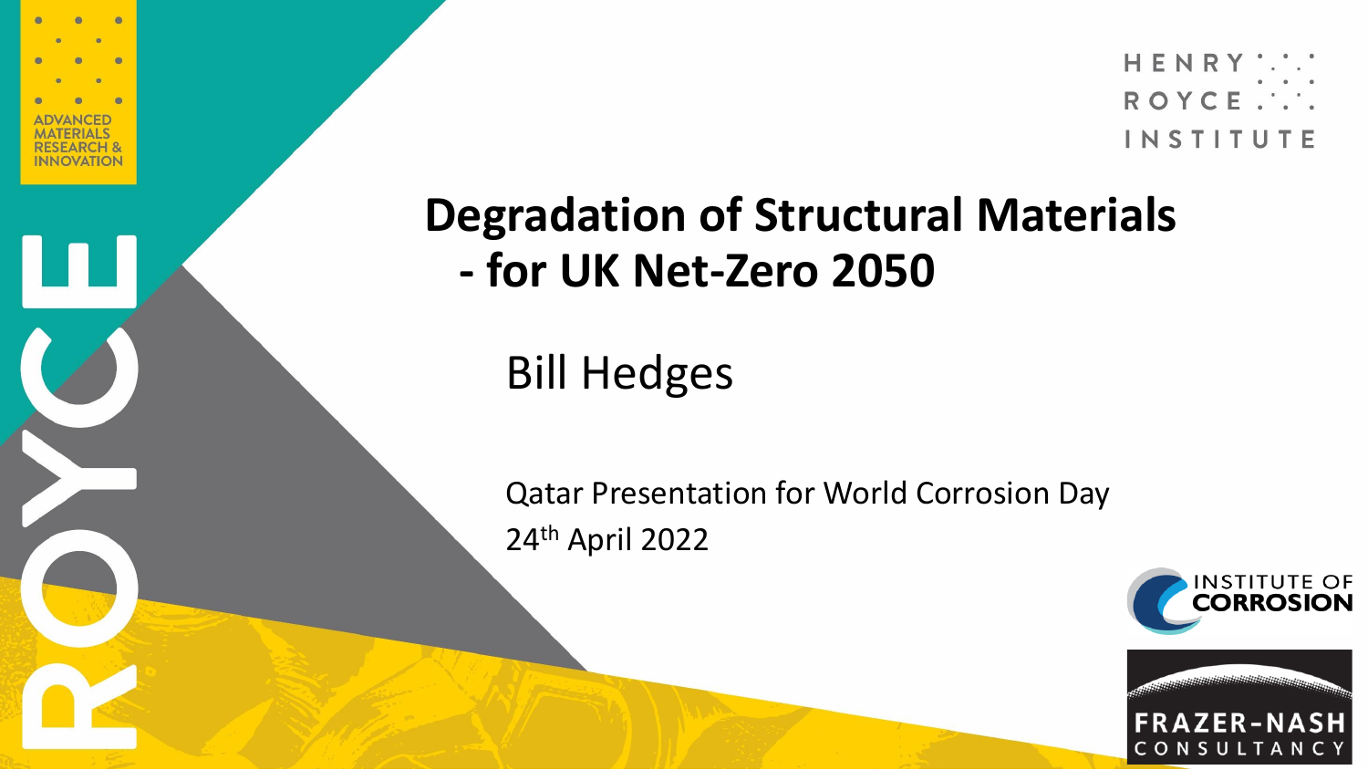# Degradation of Structural Materials - for UK Net-Zero 2050

Bill Hedges

Qatar Presentation for World Corrosion Day

24th April 2022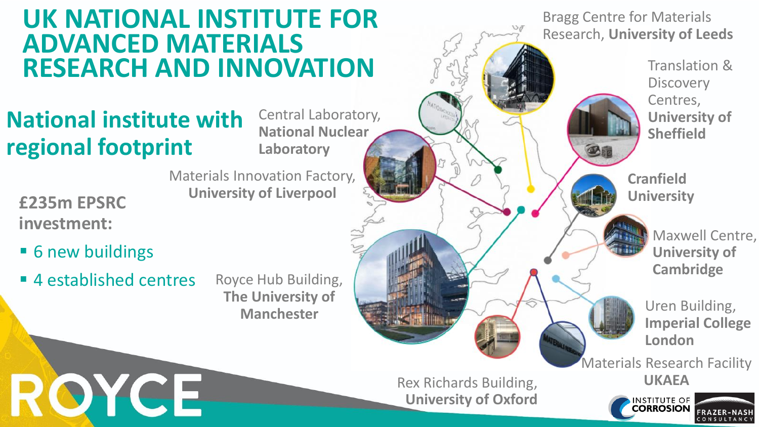# UK NATIONAL INSTITUTE FOR ADVANCED MATERIALS RESEARCH AND INNOVATION

## National institute with regional footprint

**£235m EPSRC investment:**

- 6 new buildings
- 4 established centres

Central Laboratory, **National Nuclear Laboratory**

Materials Innovation Factory, **University of Liverpool**

Royce Hub Building, **The University of Manchester**

Bragg Centre for Materials Research, **University of Leeds**

Translation & Discovery Centres, **University of Sheffield**

**Cranfield University**

Maxwell Centre, **University of Cambridge**

Uren Building, **Imperial College London**

Materials Research Facility **UKAEA**

Rex Richards Building, **University of Oxford**

ROYCE

INSTITUTE OF CORROSION

FRAZER-NASH CONSULTANCY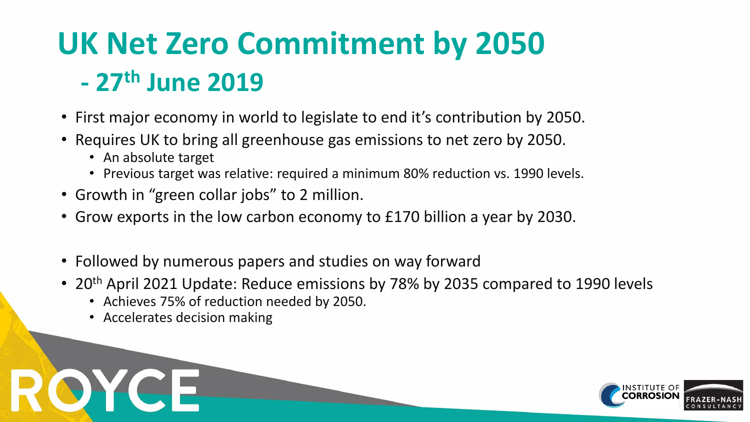# UK Net Zero Commitment by 2050
## - 27th June 2019

- First major economy in world to legislate to end it's contribution by 2050.
- Requires UK to bring all greenhouse gas emissions to net zero by 2050.
  - An absolute target
  - Previous target was relative: required a minimum 80% reduction vs. 1990 levels.
- Growth in "green collar jobs" to 2 million.
- Grow exports in the low carbon economy to £170 billion a year by 2030.

- Followed by numerous papers and studies on way forward
- 20th April 2021 Update: Reduce emissions by 78% by 2035 compared to 1990 levels
  - Achieves 75% of reduction needed by 2050.
  - Accelerates decision making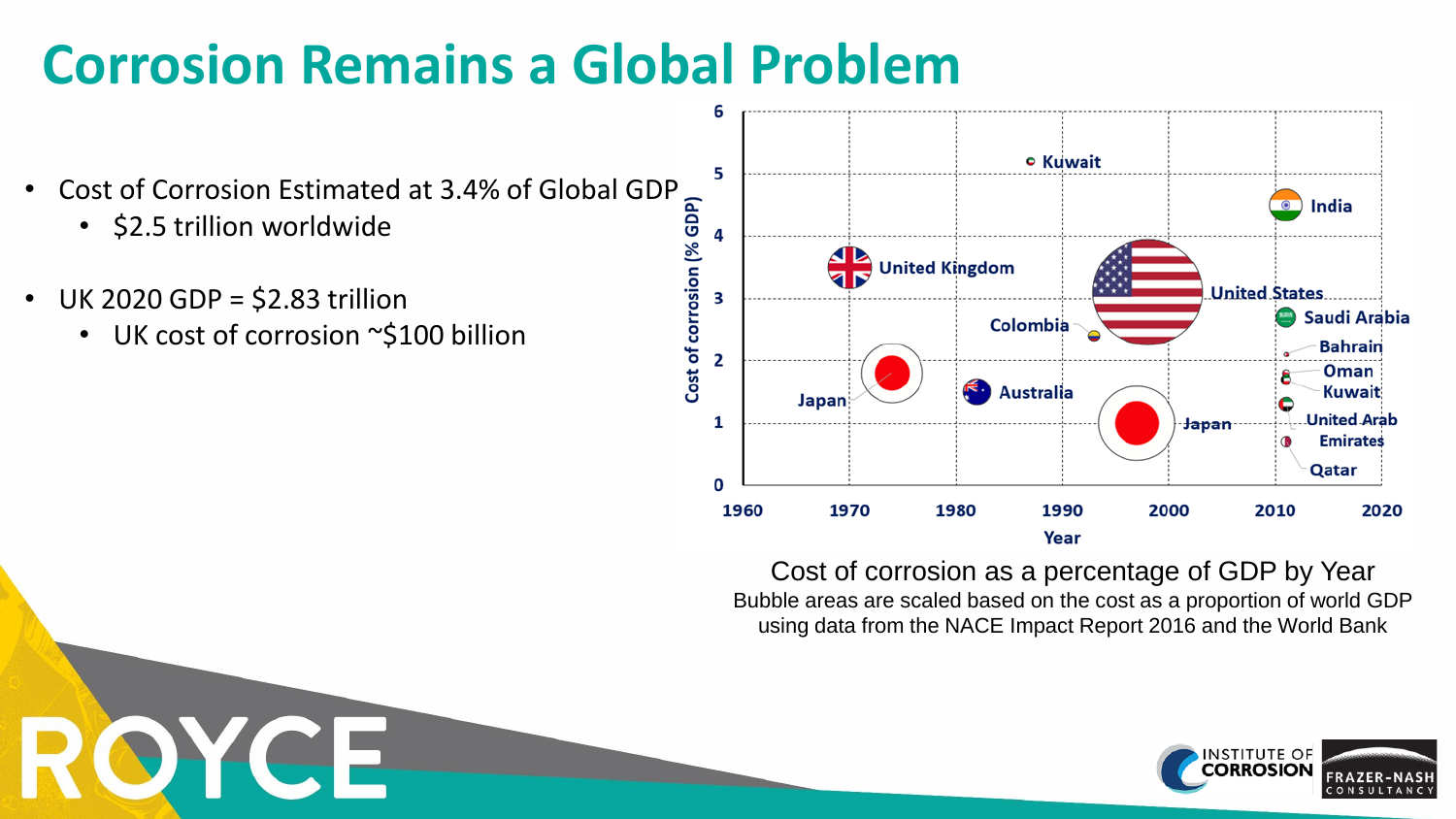# Corrosion Remains a Global Problem

- Cost of Corrosion Estimated at 3.4% of Global GDP
  - $2.5 trillion worldwide
- UK 2020 GDP = $2.83 trillion
  - UK cost of corrosion ~$100 billion

Cost of corrosion as a percentage of GDP by Year

Bubble areas are scaled based on the cost as a proportion of world GDP using data from the NACE Impact Report 2016 and the World Bank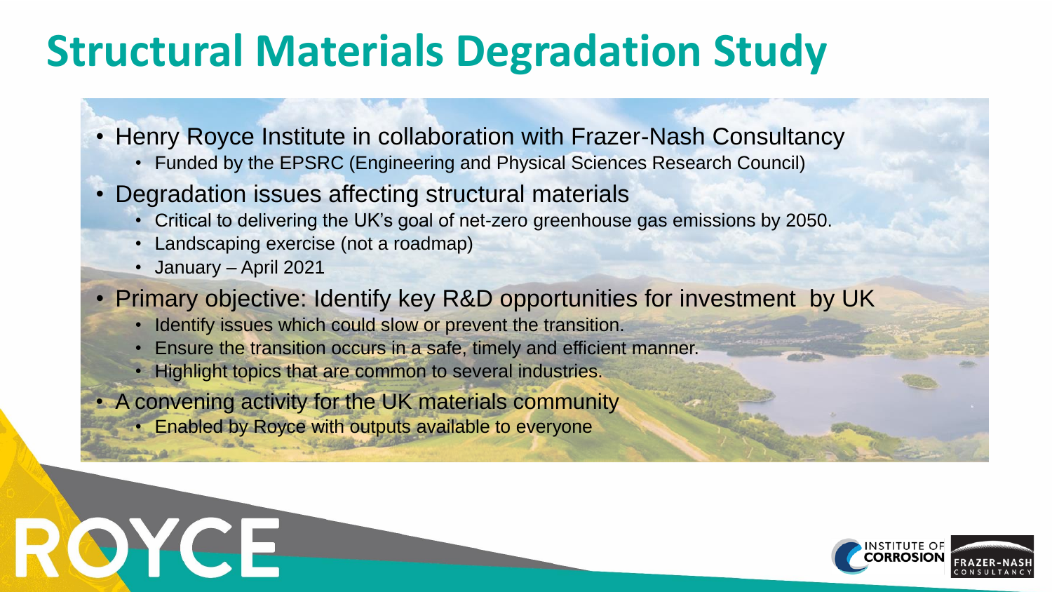# Structural Materials Degradation Study

- Henry Royce Institute in collaboration with Frazer-Nash Consultancy
  - Funded by the EPSRC (Engineering and Physical Sciences Research Council)
- Degradation issues affecting structural materials
  - Critical to delivering the UK's goal of net-zero greenhouse gas emissions by 2050.
  - Landscaping exercise (not a roadmap)
  - January – April 2021
- Primary objective: Identify key R&D opportunities for investment by UK
  - Identify issues which could slow or prevent the transition.
  - Ensure the transition occurs in a safe, timely and efficient manner.
  - Highlight topics that are common to several industries.
- A convening activity for the UK materials community
  - Enabled by Royce with outputs available to everyone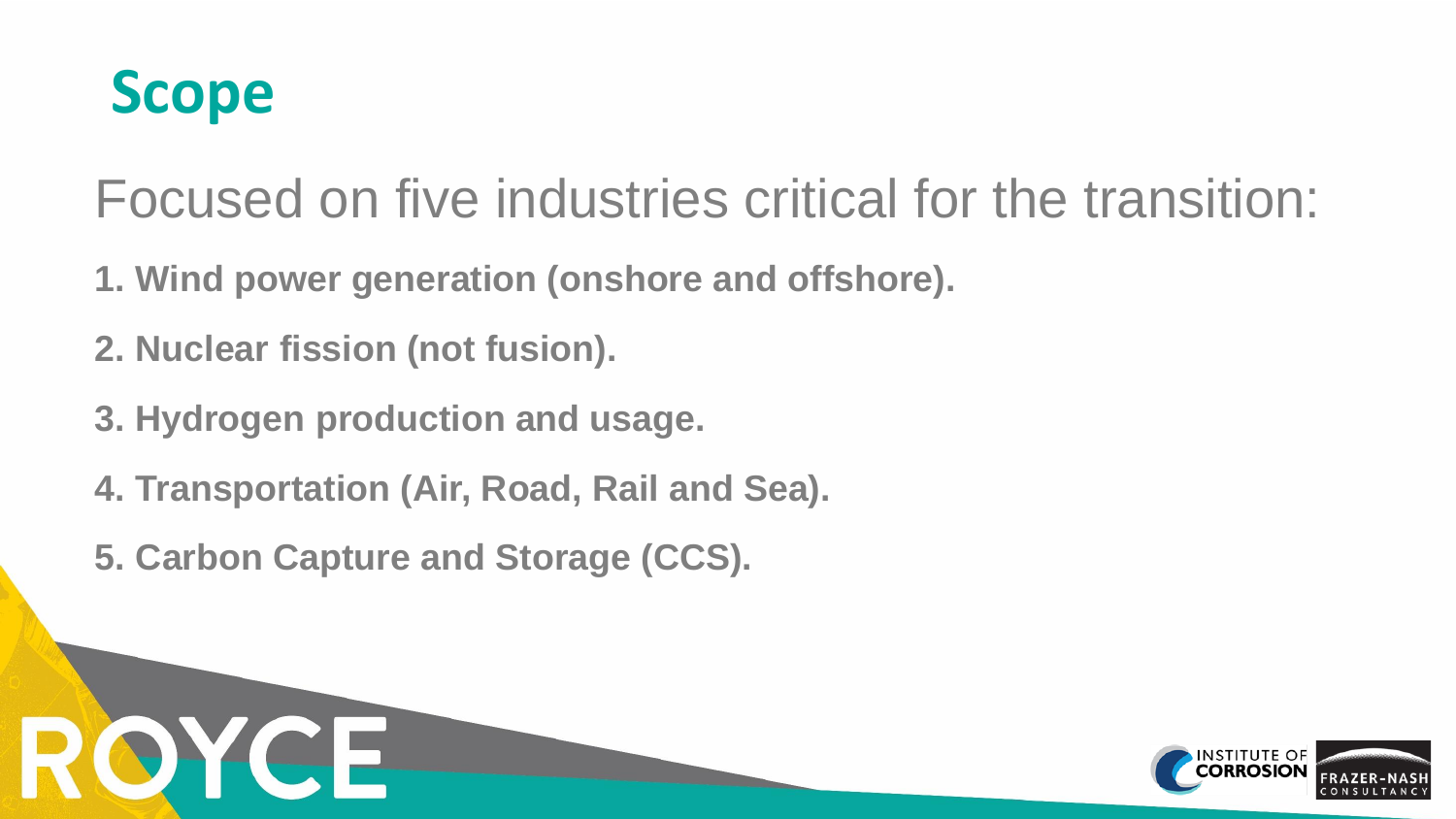# Scope

Focused on five industries critical for the transition:

1. **Wind power generation (onshore and offshore).**
2. **Nuclear fission (not fusion).**
3. **Hydrogen production and usage.**
4. **Transportation (Air, Road, Rail and Sea).**
5. **Carbon Capture and Storage (CCS).**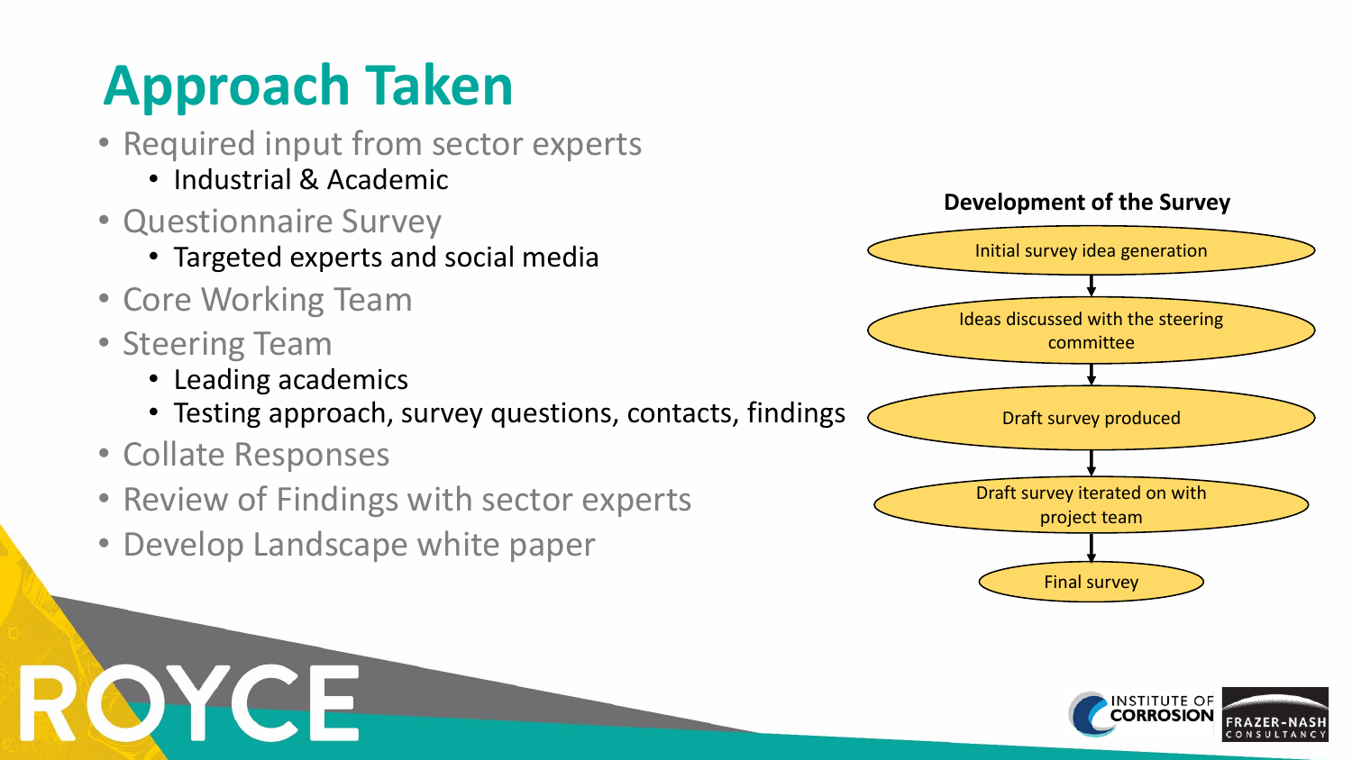# Approach Taken

- Required input from sector experts
  - Industrial & Academic
- Questionnaire Survey
  - Targeted experts and social media
- Core Working Team
- Steering Team
  - Leading academics
  - Testing approach, survey questions, contacts, findings
- Collate Responses
- Review of Findings with sector experts
- Develop Landscape white paper

**Development of the Survey**

Initial survey idea generation
↓
Ideas discussed with the steering committee
↓
Draft survey produced
↓
Draft survey iterated on with project team
↓
Final survey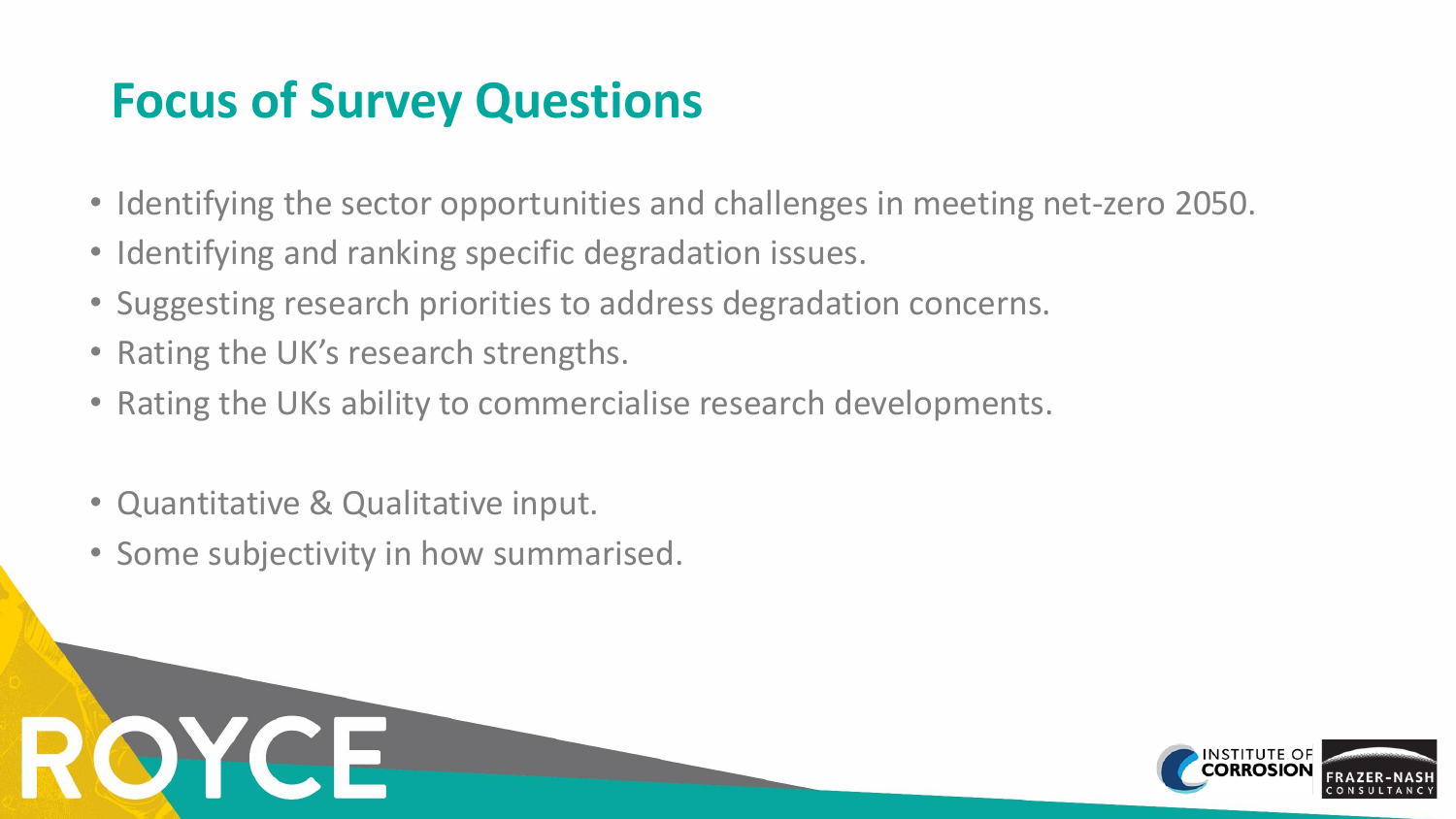# Focus of Survey Questions

- Identifying the sector opportunities and challenges in meeting net-zero 2050.
- Identifying and ranking specific degradation issues.
- Suggesting research priorities to address degradation concerns.
- Rating the UK's research strengths.
- Rating the UKs ability to commercialise research developments.

- Quantitative & Qualitative input.
- Some subjectivity in how summarised.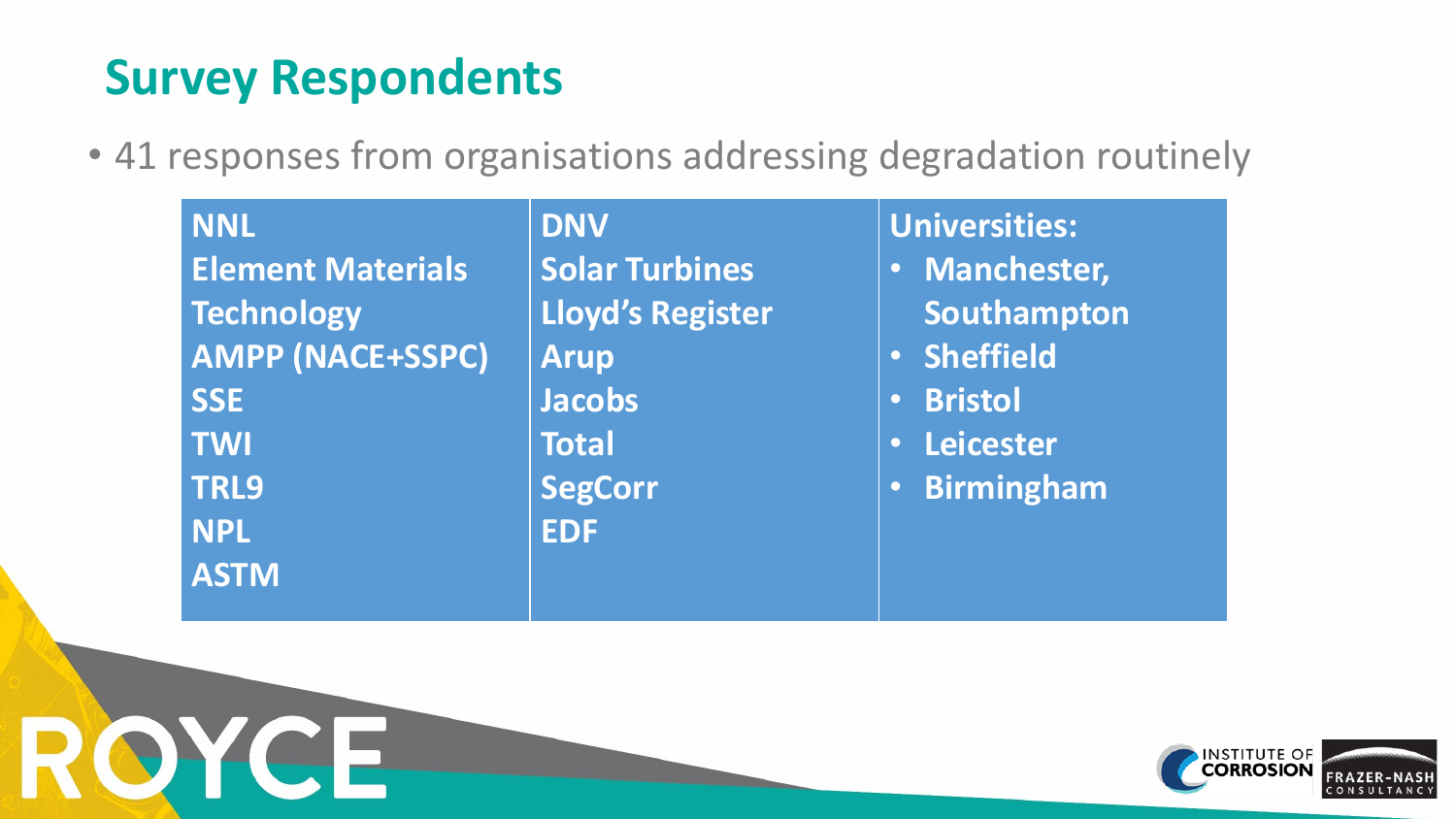## Survey Respondents

- 41 responses from organisations addressing degradation routinely

| | | |
|---|---|---|
| **NNL**<br>**Element Materials Technology**<br>**AMPP (NACE+SSPC)**<br>**SSE**<br>**TWI**<br>**TRL9**<br>**NPL**<br>**ASTM** | **DNV**<br>**Solar Turbines**<br>**Lloyd's Register**<br>**Arup**<br>**Jacobs**<br>**Total**<br>**SegCorr**<br>**EDF** | **Universities:**<br>• **Manchester, Southampton**<br>• **Sheffield**<br>• **Bristol**<br>• **Leicester**<br>• **Birmingham** |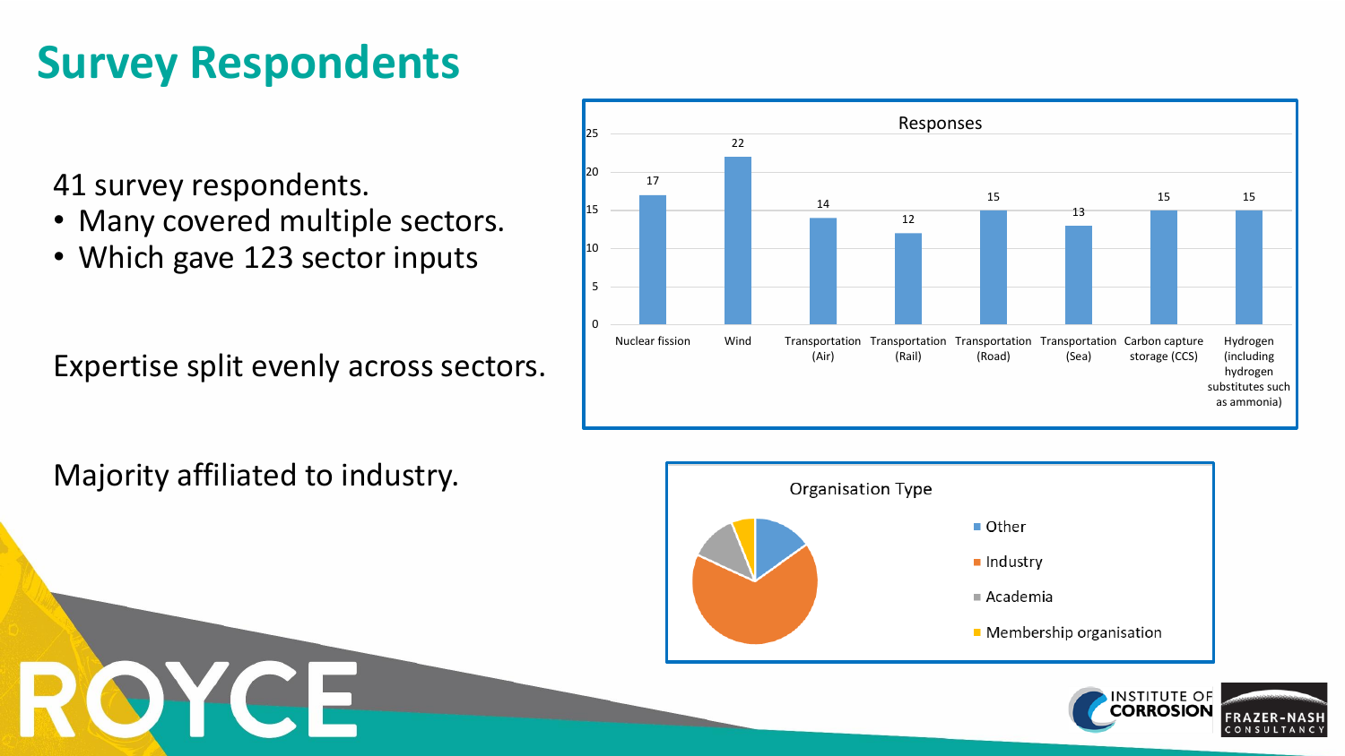# Survey Respondents

41 survey respondents.

- Many covered multiple sectors.
- Which gave 123 sector inputs

Expertise split evenly across sectors.

Majority affiliated to industry.

**Responses**

| Sector | Responses |
| --- | --- |
| Nuclear fission | 17 |
| Wind | 22 |
| Transportation (Air) | 14 |
| Transportation (Rail) | 12 |
| Transportation (Road) | 15 |
| Transportation (Sea) | 13 |
| Carbon capture storage (CCS) | 15 |
| Hydrogen (including hydrogen substitutes such as ammonia) | 15 |

**Organisation Type**

- Other
- Industry
- Academia
- Membership organisation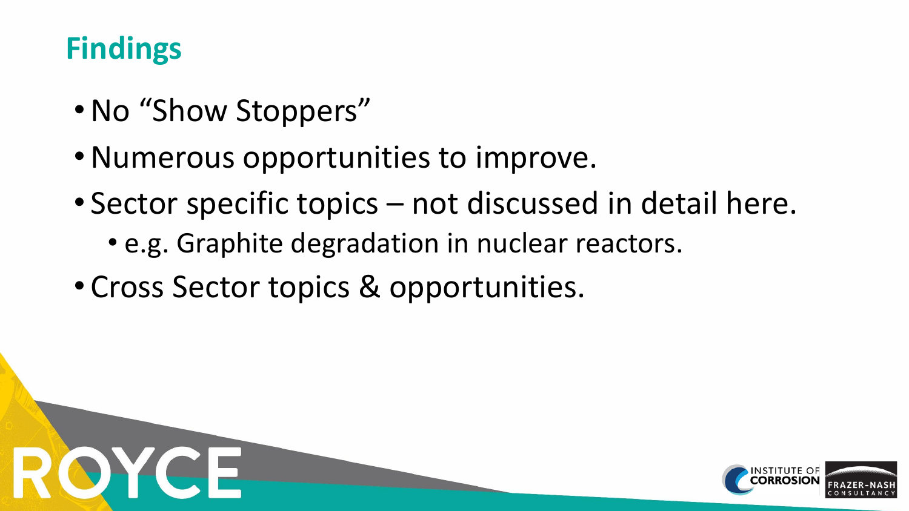# Findings

- No “Show Stoppers”
- Numerous opportunities to improve.
- Sector specific topics – not discussed in detail here.
  - e.g. Graphite degradation in nuclear reactors.
- Cross Sector topics & opportunities.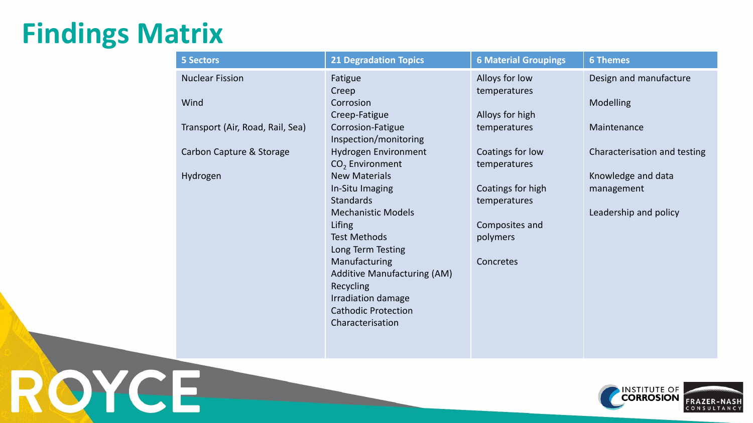# Findings Matrix

| 5 Sectors | 21 Degradation Topics | 6 Material Groupings | 6 Themes |
|---|---|---|---|
| Nuclear Fission | Fatigue | Alloys for low temperatures | Design and manufacture |
| Wind | Creep | Alloys for high temperatures | Modelling |
| Transport (Air, Road, Rail, Sea) | Corrosion | Coatings for low temperatures | Maintenance |
| Carbon Capture & Storage | Creep-Fatigue | Coatings for high temperatures | Characterisation and testing |
| Hydrogen | Corrosion-Fatigue | Composites and polymers | Knowledge and data management |
| | Inspection/monitoring | Concretes | Leadership and policy |
| | Hydrogen Environment | | |
| | $CO_2$ Environment | | |
| | New Materials | | |
| | In-Situ Imaging | | |
| | Standards | | |
| | Mechanistic Models | | |
| | Lifing | | |
| | Test Methods | | |
| | Long Term Testing | | |
| | Manufacturing | | |
| | Additive Manufacturing (AM) | | |
| | Recycling | | |
| | Irradiation damage | | |
| | Cathodic Protection | | |
| | Characterisation | | |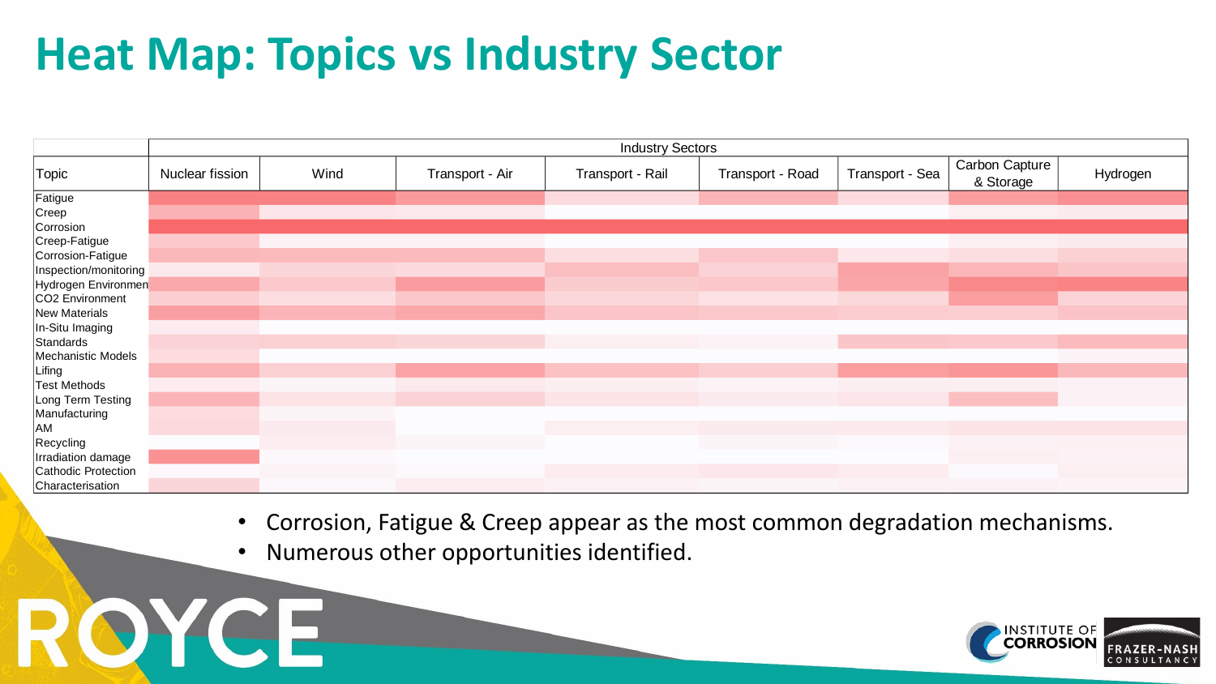# Heat Map: Topics vs Industry Sector

| Topic | Industry Sectors | | | | | | | |
|---|---|---|---|---|---|---|---|---|
| | Nuclear fission | Wind | Transport - Air | Transport - Rail | Transport - Road | Transport - Sea | Carbon Capture & Storage | Hydrogen |
| Fatigue | | | | | | | | |
| Creep | | | | | | | | |
| Corrosion | | | | | | | | |
| Creep-Fatigue | | | | | | | | |
| Corrosion-Fatigue | | | | | | | | |
| Inspection/monitoring | | | | | | | | |
| Hydrogen Environmen | | | | | | | | |
| CO2 Environment | | | | | | | | |
| New Materials | | | | | | | | |
| In-Situ Imaging | | | | | | | | |
| Standards | | | | | | | | |
| Mechanistic Models | | | | | | | | |
| Lifing | | | | | | | | |
| Test Methods | | | | | | | | |
| Long Term Testing | | | | | | | | |
| Manufacturing | | | | | | | | |
| AM | | | | | | | | |
| Recycling | | | | | | | | |
| Irradiation damage | | | | | | | | |
| Cathodic Protection | | | | | | | | |
| Characterisation | | | | | | | | |

- Corrosion, Fatigue & Creep appear as the most common degradation mechanisms.
- Numerous other opportunities identified.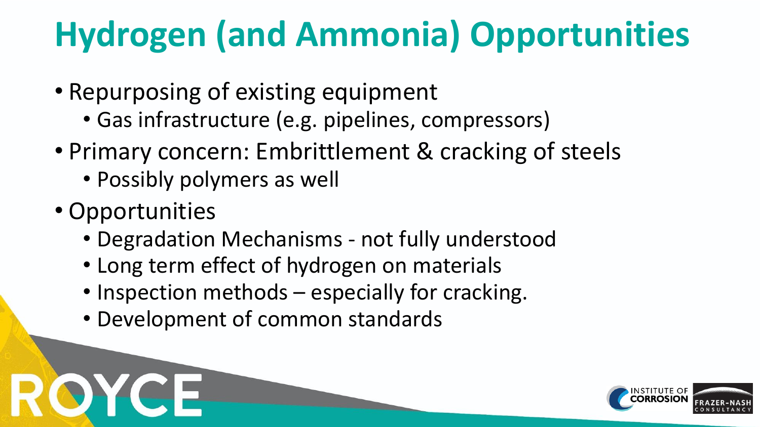# Hydrogen (and Ammonia) Opportunities

- Repurposing of existing equipment
  - Gas infrastructure (e.g. pipelines, compressors)
- Primary concern: Embrittlement & cracking of steels
  - Possibly polymers as well
- Opportunities
  - Degradation Mechanisms - not fully understood
  - Long term effect of hydrogen on materials
  - Inspection methods – especially for cracking.
  - Development of common standards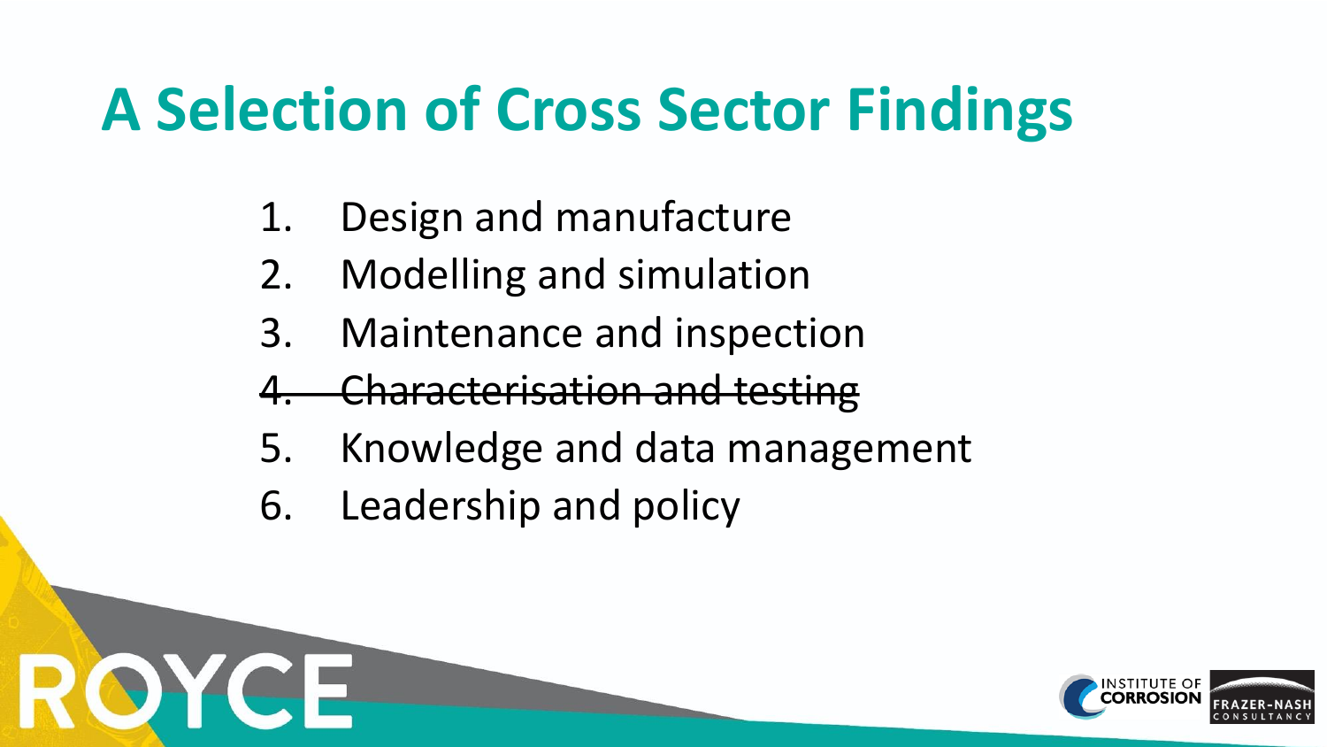# A Selection of Cross Sector Findings

1. Design and manufacture
2. Modelling and simulation
3. Maintenance and inspection
4. ~~Characterisation and testing~~
5. Knowledge and data management
6. Leadership and policy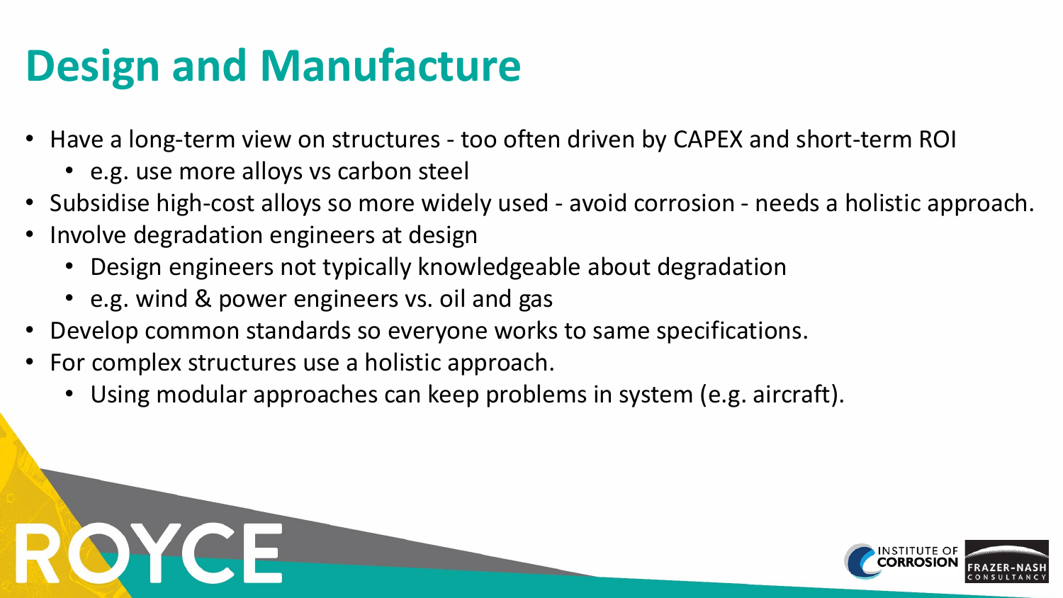# Design and Manufacture

- Have a long-term view on structures - too often driven by CAPEX and short-term ROI
  - e.g. use more alloys vs carbon steel
- Subsidise high-cost alloys so more widely used - avoid corrosion - needs a holistic approach.
- Involve degradation engineers at design
  - Design engineers not typically knowledgeable about degradation
  - e.g. wind & power engineers vs. oil and gas
- Develop common standards so everyone works to same specifications.
- For complex structures use a holistic approach.
  - Using modular approaches can keep problems in system (e.g. aircraft).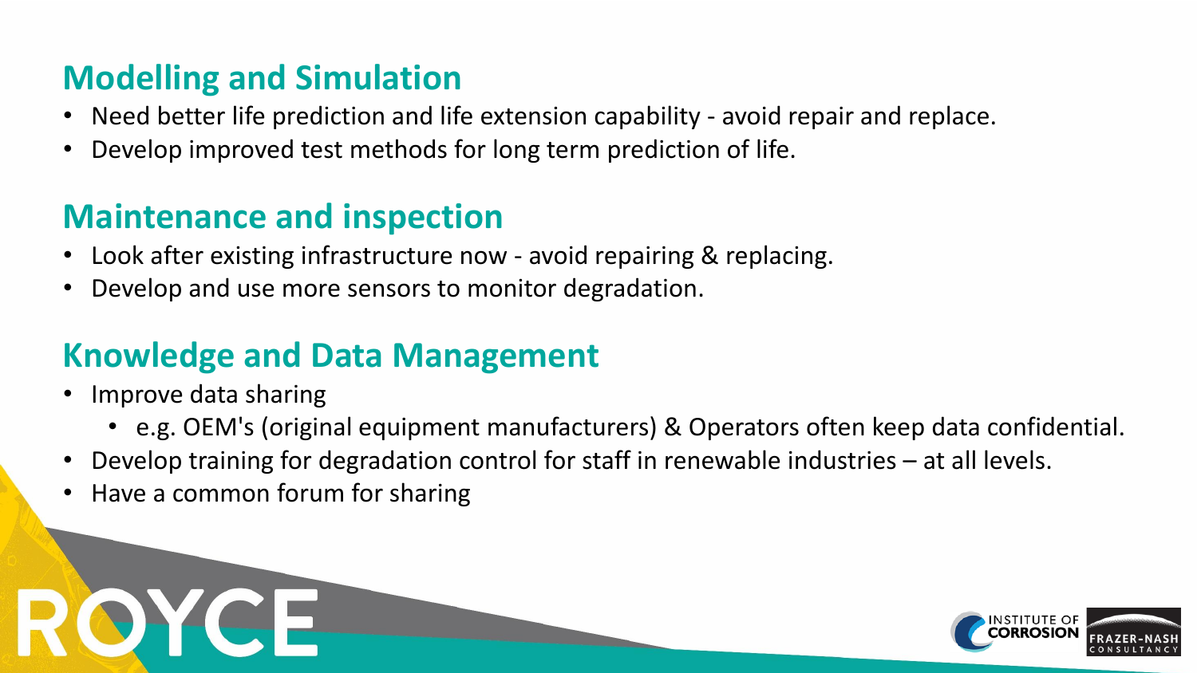## Modelling and Simulation

- Need better life prediction and life extension capability - avoid repair and replace.
- Develop improved test methods for long term prediction of life.

## Maintenance and inspection

- Look after existing infrastructure now - avoid repairing & replacing.
- Develop and use more sensors to monitor degradation.

## Knowledge and Data Management

- Improve data sharing
  - e.g. OEM's (original equipment manufacturers) & Operators often keep data confidential.
- Develop training for degradation control for staff in renewable industries – at all levels.
- Have a common forum for sharing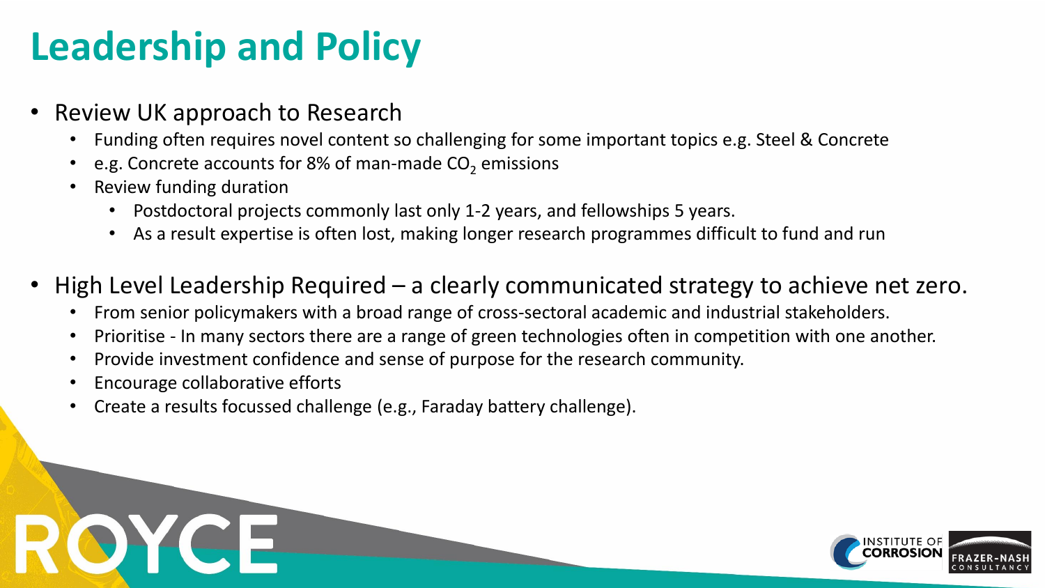# Leadership and Policy

- Review UK approach to Research
  - Funding often requires novel content so challenging for some important topics e.g. Steel & Concrete
  - e.g. Concrete accounts for 8% of man-made $CO_2$ emissions
  - Review funding duration
    - Postdoctoral projects commonly last only 1-2 years, and fellowships 5 years.
    - As a result expertise is often lost, making longer research programmes difficult to fund and run

- High Level Leadership Required – a clearly communicated strategy to achieve net zero.
  - From senior policymakers with a broad range of cross-sectoral academic and industrial stakeholders.
  - Prioritise - In many sectors there are a range of green technologies often in competition with one another.
  - Provide investment confidence and sense of purpose for the research community.
  - Encourage collaborative efforts
  - Create a results focussed challenge (e.g., Faraday battery challenge).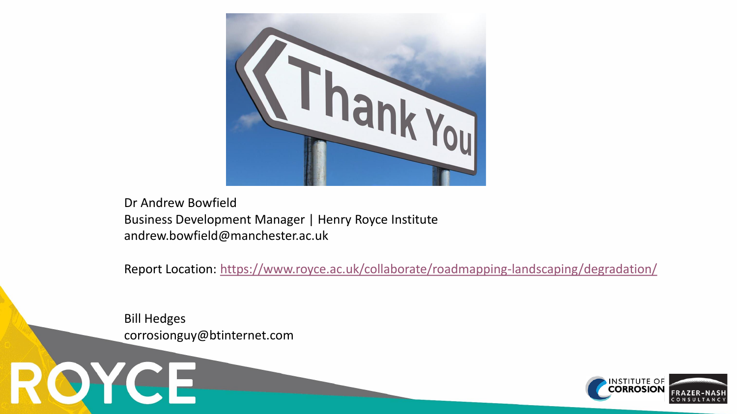Dr Andrew Bowfield
Business Development Manager | Henry Royce Institute
andrew.bowfield@manchester.ac.uk

Report Location: https://www.royce.ac.uk/collaborate/roadmapping-landscaping/degradation/

Bill Hedges
corrosionguy@btinternet.com